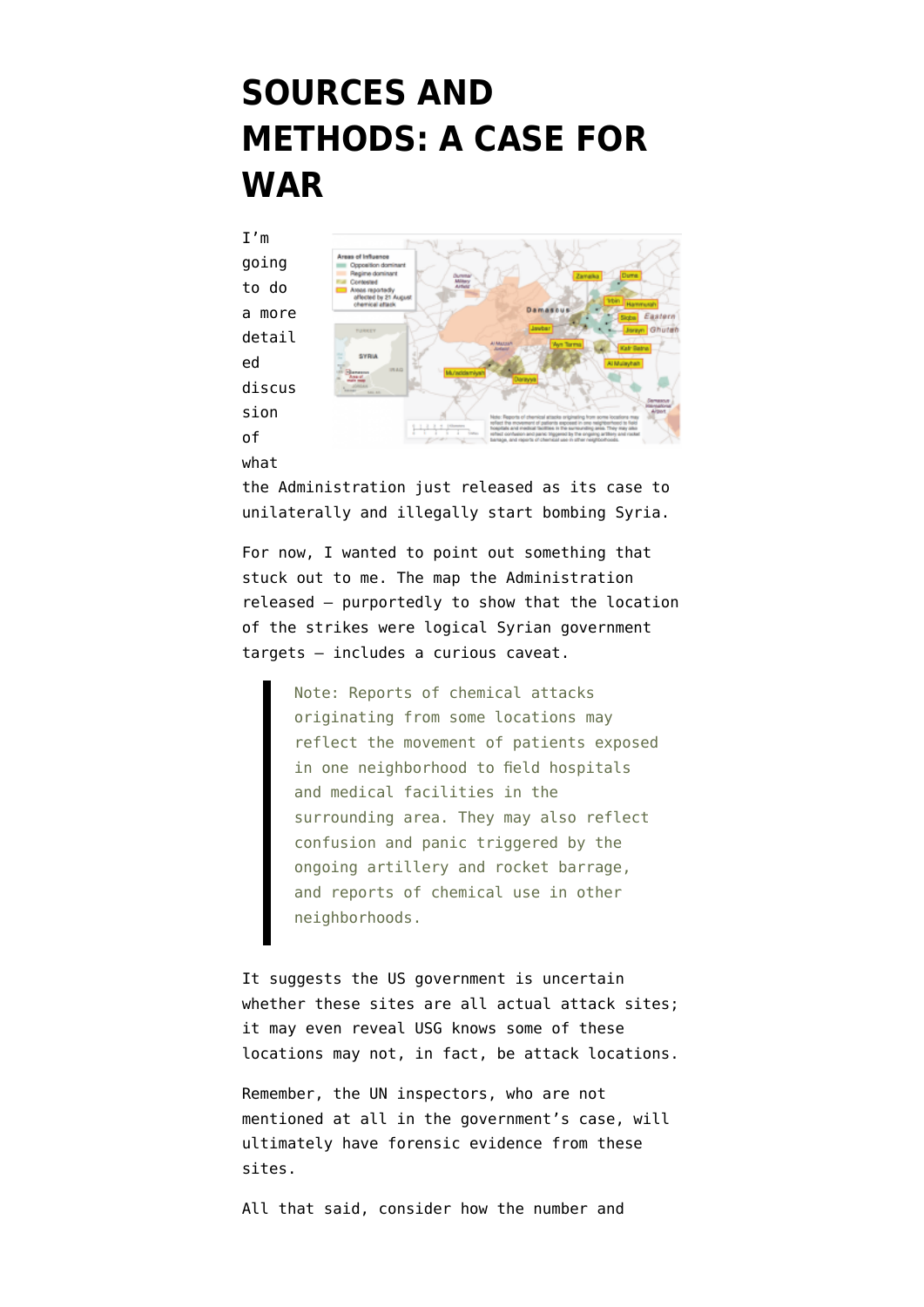# SOURCES AND METHODS: A CASE FOR WAR

I'm going to do a more detailed discussion of what the Administration just released as its case to unilaterally and illegally start bombing Syria.

For now, I wanted to point out something that stuck out to me. The map the Administration released — purportedly to show that the location of the strikes were logical Syrian government targets — includes a curious caveat.

> Note: Reports of chemical attacks originating from some locations may reflect the movement of patients exposed in one neighborhood to field hospitals and medical facilities in the surrounding area. They may also reflect confusion and panic triggered by the ongoing artillery and rocket barrage, and reports of chemical use in other neighborhoods.

It suggests the US government is uncertain whether these sites are all actual attack sites; it may even reveal USG knows some of these locations may not, in fact, be attack locations.

Remember, the UN inspectors, who are not mentioned at all in the government's case, will ultimately have forensic evidence from these sites.

All that said, consider how the number and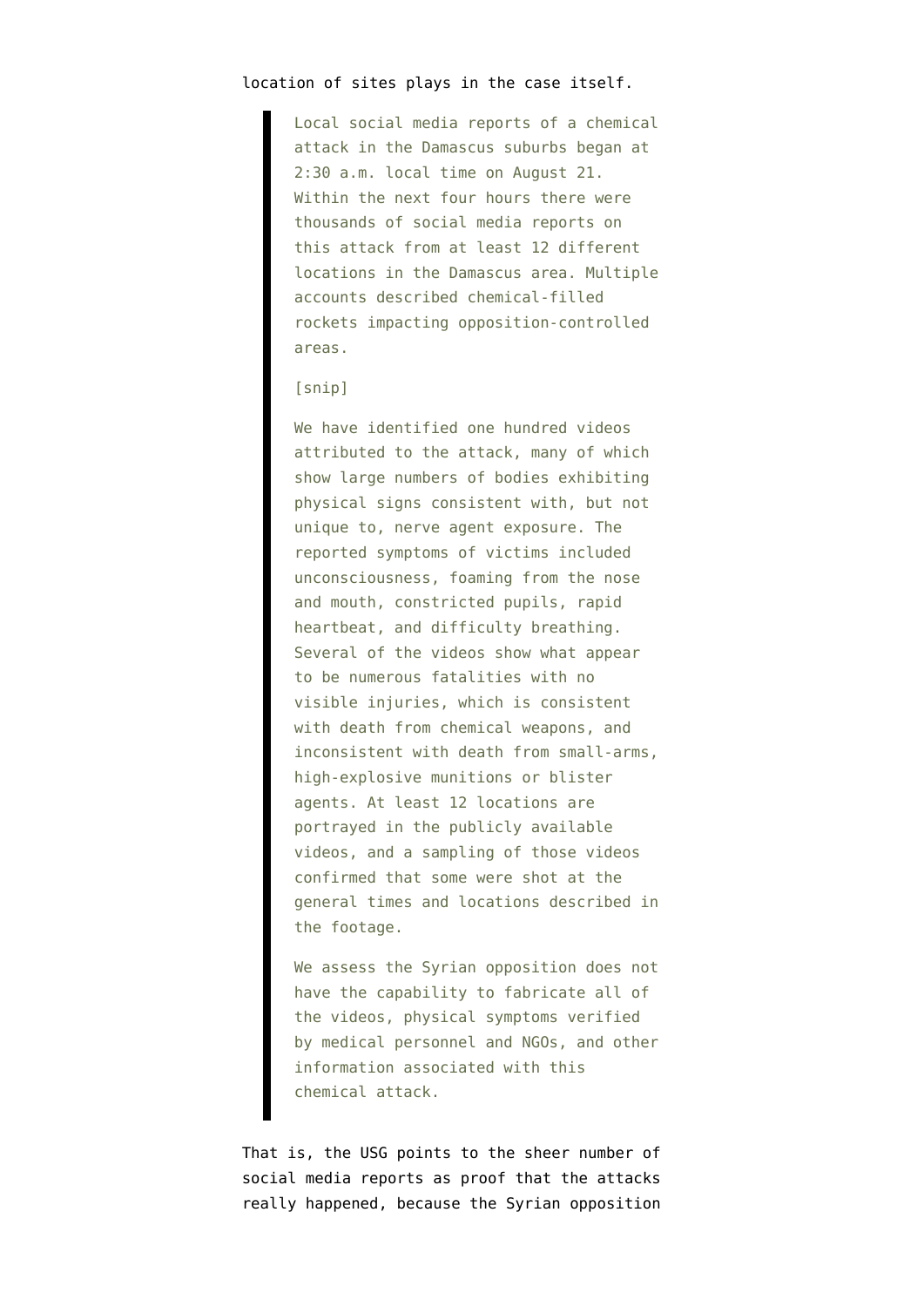location of sites plays in the case itself.

> Local social media reports of a chemical attack in the Damascus suburbs began at 2:30 a.m. local time on August 21. Within the next four hours there were thousands of social media reports on this attack from at least 12 different locations in the Damascus area. Multiple accounts described chemical-filled rockets impacting opposition-controlled areas.
>
> [snip]
>
> We have identified one hundred videos attributed to the attack, many of which show large numbers of bodies exhibiting physical signs consistent with, but not unique to, nerve agent exposure. The reported symptoms of victims included unconsciousness, foaming from the nose and mouth, constricted pupils, rapid heartbeat, and difficulty breathing. Several of the videos show what appear to be numerous fatalities with no visible injuries, which is consistent with death from chemical weapons, and inconsistent with death from small-arms, high-explosive munitions or blister agents. At least 12 locations are portrayed in the publicly available videos, and a sampling of those videos confirmed that some were shot at the general times and locations described in the footage.
>
> We assess the Syrian opposition does not have the capability to fabricate all of the videos, physical symptoms verified by medical personnel and NGOs, and other information associated with this chemical attack.

That is, the USG points to the sheer number of social media reports as proof that the attacks really happened, because the Syrian opposition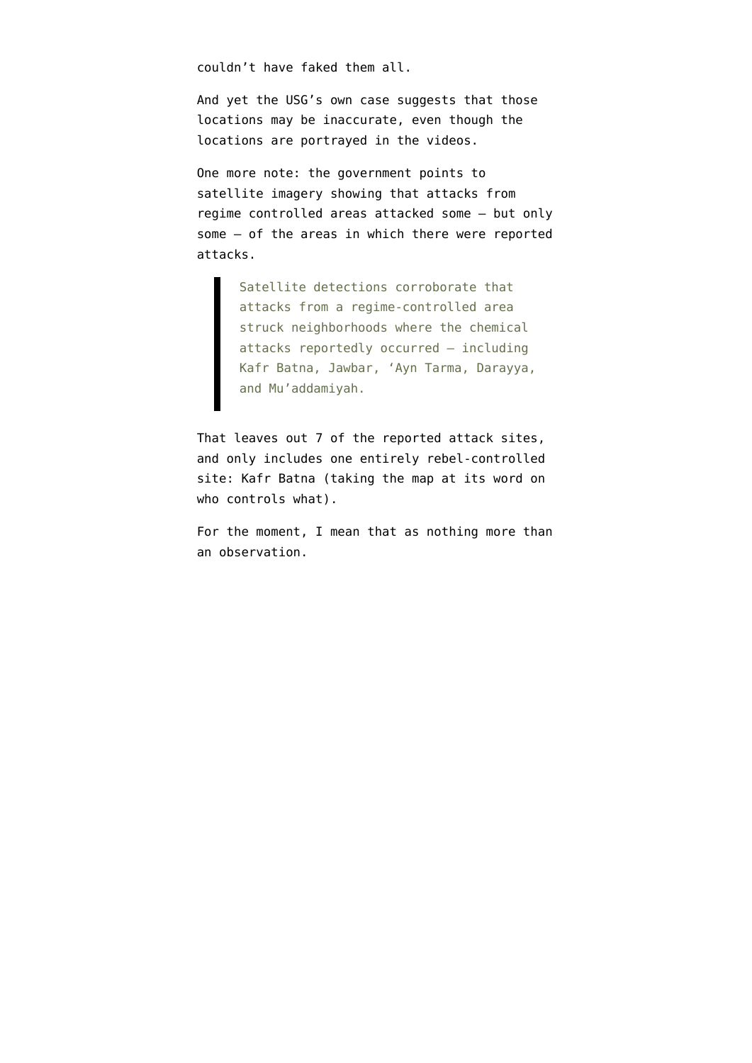couldn't have faked them all.

And yet the USG's own case suggests that those locations may be inaccurate, even though the locations are portrayed in the videos.

One more note: the government points to satellite imagery showing that attacks from regime controlled areas attacked some — but only some — of the areas in which there were reported attacks.

> Satellite detections corroborate that attacks from a regime-controlled area struck neighborhoods where the chemical attacks reportedly occurred — including Kafr Batna, Jawbar, 'Ayn Tarma, Darayya, and Mu'addamiyah.

That leaves out 7 of the reported attack sites, and only includes one entirely rebel-controlled site: Kafr Batna (taking the map at its word on who controls what).

For the moment, I mean that as nothing more than an observation.